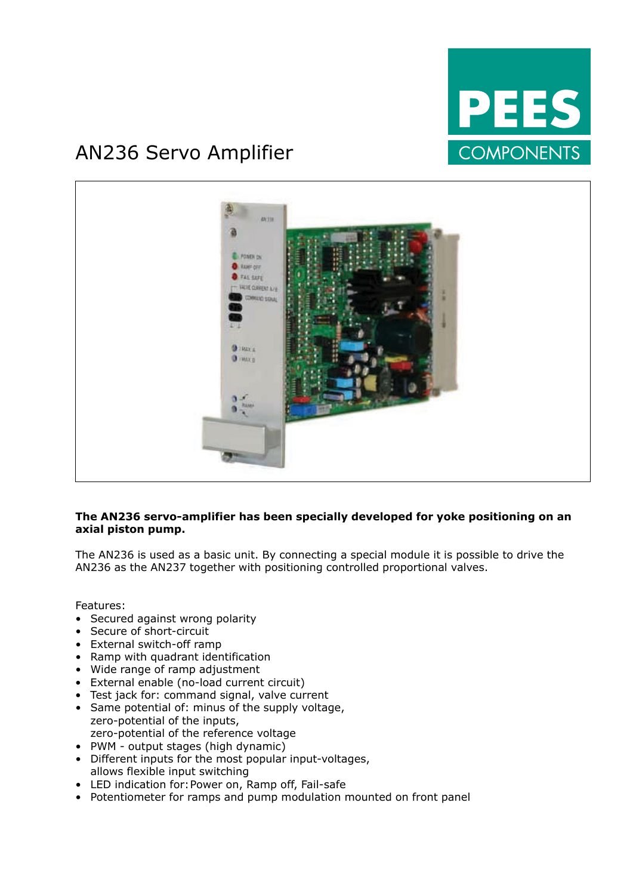# AN236 Servo Amplifier

PEES COMPONENTS

**The AN236 servo-amplifier has been specially developed for yoke positioning on an axial piston pump.**

The AN236 is used as a basic unit. By connecting a special module it is possible to drive the AN236 as the AN237 together with positioning controlled proportional valves.

Features:

- Secured against wrong polarity
- Secure of short-circuit
- External switch-off ramp
- Ramp with quadrant identification
- Wide range of ramp adjustment
- External enable (no-load current circuit)
- Test jack for: command signal, valve current
- Same potential of: minus of the supply voltage,
  zero-potential of the inputs,
  zero-potential of the reference voltage
- PWM - output stages (high dynamic)
- Different inputs for the most popular input-voltages,
  allows flexible input switching
- LED indication for: Power on, Ramp off, Fail-safe
- Potentiometer for ramps and pump modulation mounted on front panel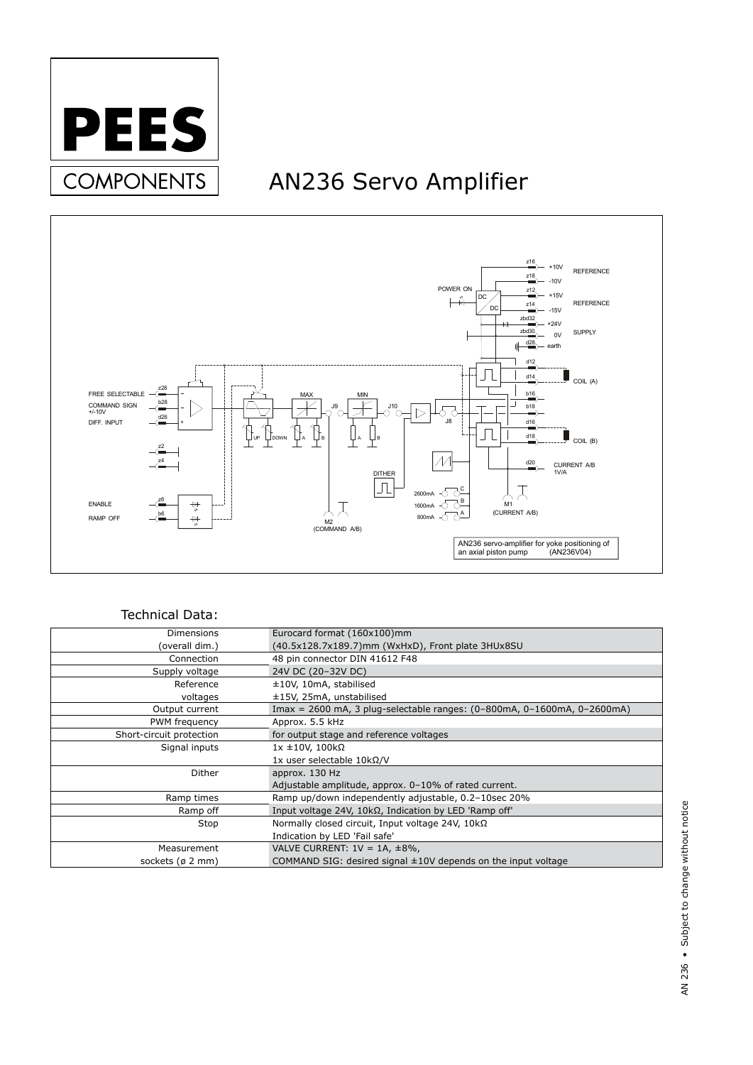# PEES COMPONENTS

# AN236 Servo Amplifier

FREE SELECTABLE
COMMAND SIGN +/-10V
DIFF. INPUT
ENABLE
RAMP OFF
z28
b28
d26
z2
z4
z6
b6
UP
DOWN
MAX
MIN
A
B
A
B
J9
J10
J8
DITHER
M2
(COMMAND A/B)
2600mA
1600mA
800mA
C
B
A
M1
(CURRENT A/B)
POWER ON
DC
DC
z16
z18
z12
z14
zbd32
zbd30
d28
+10V
-10V
+15V
-15V
+24V
0V
earth
REFERENCE
REFERENCE
SUPPLY
d12
d14
b16
b18
d16
d18
d20
COIL (A)
COIL (B)
CURRENT A/B
1V/A

AN236 servo-amplifier for yoke positioning of an axial piston pump (AN236V04)

## Technical Data:

| | |
|---|---|
| Dimensions | Eurocard format (160x100)mm |
| (overall dim.) | (40.5x128.7x189.7)mm (WxHxD), Front plate 3HUx8SU |
| Connection | 48 pin connector DIN 41612 F48 |
| Supply voltage | 24V DC (20–32V DC) |
| Reference | ±10V, 10mA, stabilised |
| voltages | ±15V, 25mA, unstabilised |
| Output current | Imax = 2600 mA, 3 plug-selectable ranges: (0–800mA, 0–1600mA, 0–2600mA) |
| PWM frequency | Approx. 5.5 kHz |
| Short-circuit protection | for output stage and reference voltages |
| Signal inputs | 1x ±10V, 100kΩ |
| | 1x user selectable 10kΩ/V |
| Dither | approx. 130 Hz |
| | Adjustable amplitude, approx. 0–10% of rated current. |
| Ramp times | Ramp up/down independently adjustable, 0.2–10sec 20% |
| Ramp off | Input voltage 24V, 10kΩ, Indication by LED 'Ramp off' |
| Stop | Normally closed circuit, Input voltage 24V, 10kΩ |
| | Indication by LED 'Fail safe' |
| Measurement | VALVE CURRENT: 1V = 1A, ±8%, |
| sockets (ø 2 mm) | COMMAND SIG: desired signal ±10V depends on the input voltage |

AN 236 • Subject to change without notice